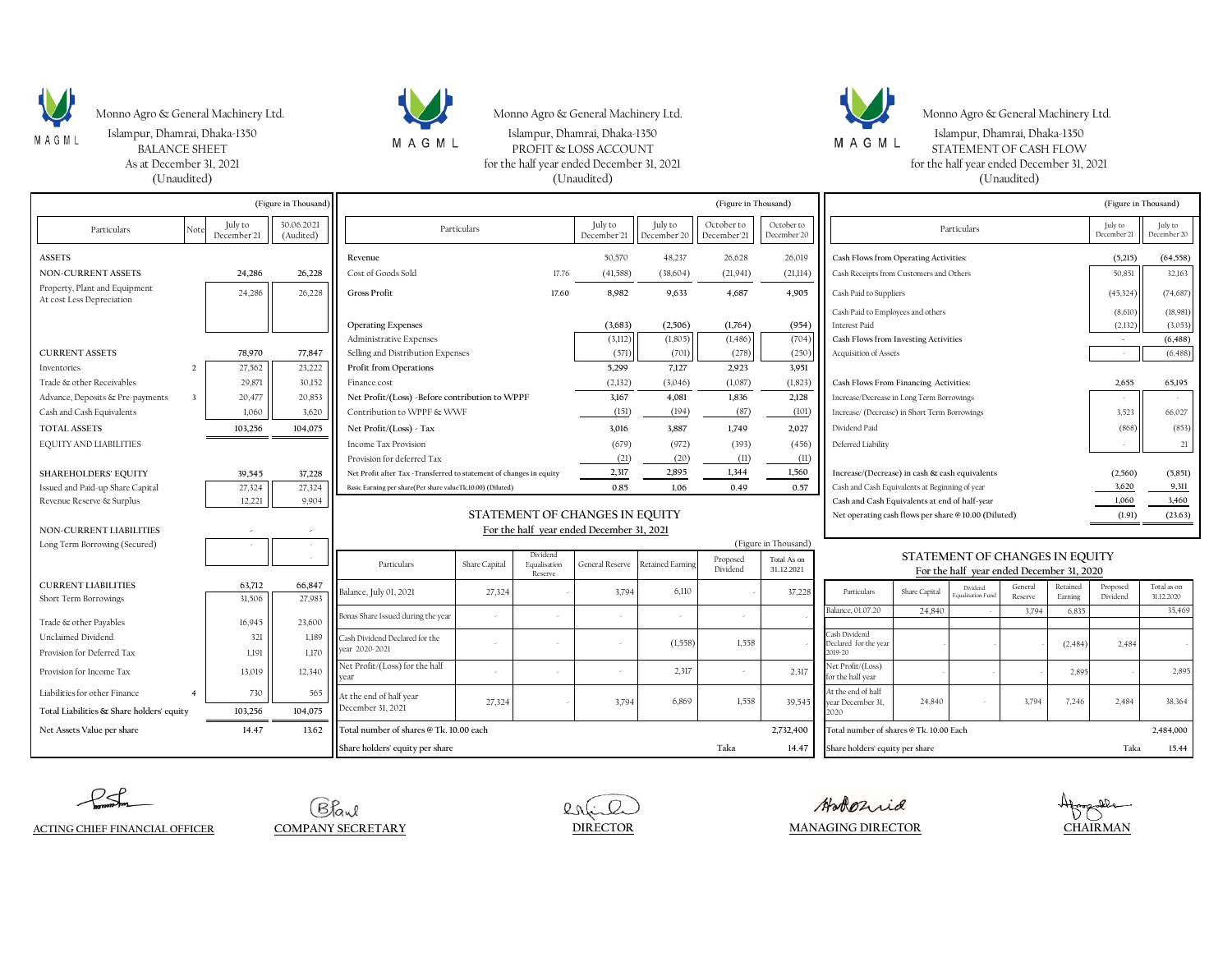Monno Agro & General Machinery Ltd.

Islampur, Dhamrai, Dhaka-1350

## BALANCE SHEET

As at December 31, 2021

(Unaudited)

(Figure in Thousand)

| Particulars | Note | July to December'21 | 30.06.2021 (Audited) |
|---|---|---|---|
| **ASSETS** | | | |
| **NON-CURRENT ASSETS** | | **24,286** | **26,228** |
| Property, Plant and Equipment At cost Less Depreciation | | 24,286 | 26,228 |
| **CURRENT ASSETS** | | **78,970** | **77,847** |
| Inventories | 2 | 27,562 | 23,222 |
| Trade & other Receivables | | 29,871 | 30,152 |
| Advance, Deposits & Pre-payments | 3 | 20,477 | 20,853 |
| Cash and Cash Equivalents | | 1,060 | 3,620 |
| **TOTAL ASSETS** | | **103,256** | **104,075** |
| EQUITY AND LIABILITIES | | | |
| **SHAREHOLDERS' EQUITY** | | **39,545** | **37,228** |
| Issued and Paid-up Share Capital | | 27,324 | 27,324 |
| Revenue Reserve & Surplus | | 12,221 | 9,904 |
| **NON-CURRENT LIABILITIES** | | - | - |
| Long Term Borrowing (Secured) | | - | - |
| **CURRENT LIABILITIES** | | **63,712** | **66,847** |
| Short Term Borrowings | | 31,506 | 27,983 |
| Trade & other Payables | | 16,945 | 23,600 |
| Unclaimed Dividend | | 321 | 1,189 |
| Provision for Deferred Tax | | 1,191 | 1,170 |
| Provision for Income Tax | | 13,019 | 12,340 |
| Liabilities for other Finance | 4 | 730 | 565 |
| **Total Liabilities & Share holders' equity** | | **103,256** | **104,075** |
| **Net Assets Value per share** | | **14.47** | **13.62** |

Monno Agro & General Machinery Ltd.

Islampur, Dhamrai, Dhaka-1350

## PROFIT & LOSS ACCOUNT

for the half year ended December 31, 2021

(Unaudited)

(Figure in Thousand)

| Particulars | | July to December'21 | July to December'20 | October to December'21 | October to December'20 |
|---|---|---|---|---|---|
| Revenue | | 50,570 | 48,237 | 26,628 | 26,019 |
| Cost of Goods Sold | 17.76 | (41,588) | (38,604) | (21,941) | (21,114) |
| **Gross Profit** | 17.60 | **8,982** | **9,633** | **4,687** | **4,905** |
| Operating Expenses | | (3,683) | (2,506) | (1,764) | (954) |
| Administrative Expenses | | (3,112) | (1,805) | (1,486) | (704) |
| Selling and Distribution Expenses | | (571) | (701) | (278) | (250) |
| **Profit from Operations** | | **5,299** | **7,127** | **2,923** | **3,951** |
| Finance cost | | (2,132) | (3,046) | (1,087) | (1,823) |
| **Net Profit/(Loss) -Before contribution to WPPF** | | **3,167** | **4,081** | **1,836** | **2,128** |
| Contribution to WPPF & WWF | | (151) | (194) | (87) | (101) |
| **Net Profit/(Loss) - Tax** | | **3,016** | **3,887** | **1,749** | **2,027** |
| Income Tax Provision | | (679) | (972) | (393) | (456) |
| Provision for deferred Tax | | (21) | (20) | (11) | (11) |
| **Net Profit after Tax -Transferred to statement of changes in equity** | | **2,317** | **2,895** | **1,344** | **1,560** |
| **Basic Earning per share(Per share valueTk.10.00) (Diluted)** | | **0.85** | **1.06** | **0.49** | **0.57** |

## STATEMENT OF CHANGES IN EQUITY

For the half year ended December 31, 2021

(Figure in Thousand)

| Particulars | Share Capital | Dividend Equalisation Reserve | General Reserve | Retained Earning | Proposed Dividend | Total As on 31.12.2021 |
|---|---|---|---|---|---|---|
| Balance, July 01, 2021 | 27,324 | - | 3,794 | 6,110 | - | 37,228 |
| Bonas Share Issued during the year | - | - | - | - | - | - |
| Cash Dividend Declared for the year 2020-2021 | - | - | - | (1,558) | 1,558 | - |
| Net Profit/(Loss) for the half year | - | - | - | 2,317 | - | 2,317 |
| At the end of half year December 31, 2021 | 27,324 | - | 3,794 | 6,869 | 1,558 | 39,545 |
| **Total number of shares @ Tk. 10.00 each** | | | | | | **2,732,400** |
| **Share holders' equity per share** | | | | | Taka | **14.47** |

Monno Agro & General Machinery Ltd.

Islampur, Dhamrai, Dhaka-1350

## STATEMENT OF CASH FLOW

for the half year ended December 31, 2021

(Unaudited)

(Figure in Thousand)

| Particulars | July to December'21 | July to December'20 |
|---|---|---|
| Cash Flows from Operating Activities: | **(5,215)** | **(64,558)** |
| Cash Receipts from Customers and Others | 50,851 | 32,163 |
| Cash Paid to Suppliers | (45,324) | (74,687) |
| Cash Paid to Employees and others | (8,610) | (18,981) |
| Interest Paid | (2,132) | (3,053) |
| Cash Flows from Investing Activities | - | **(6,488)** |
| Acquisition of Assets | - | (6,488) |
| Cash Flows From Financing Activities: | **2,655** | **65,195** |
| Increase/Decrease in Long Term Borrowings | - | - |
| Increase/ (Decrease) in Short Term Borrowings | 3,523 | 66,027 |
| Dividend Paid | (868) | (853) |
| Deferred Liability | - | 21 |
| Increase/(Decrease) in cash & cash equivalents | (2,560) | (5,851) |
| Cash and Cash Equivalents at Beginning of year | 3,620 | 9,311 |
| Cash and Cash Equivalents at end of half-year | 1,060 | 3,460 |
| Net operating cash flows per share @ 10.00 (Diluted) | (1.91) | (23.63) |

## STATEMENT OF CHANGES IN EQUITY

For the half year ended December 31, 2020

| Particulars | Share Capital | Dividend Equalisation Fund | General Reserve | Retained Earning | Proposed Dividend | Total as on 31.12.2020 |
|---|---|---|---|---|---|---|
| Balance, 01.07.20 | 24,840 | - | 3,794 | 6,835 | | 35,469 |
| Cash Dividend Declared for the year 2019-20 | - | - | - | (2,484) | 2,484 | - |
| Net Profit/(Loss) for the half year | - | - | - | 2,895 | - | 2,895 |
| At the end of half year December 31, 2020 | 24,840 | - | 3,794 | 7,246 | 2,484 | 38,364 |
| Total number of shares @ Tk. 10.00 Each | | | | | | 2,484,000 |
| Share holders' equity per share | | | | | Taka | 15.44 |

ACTING CHIEF FINANCIAL OFFICER | COMPANY SECRETARY | DIRECTOR | MANAGING DIRECTOR | CHAIRMAN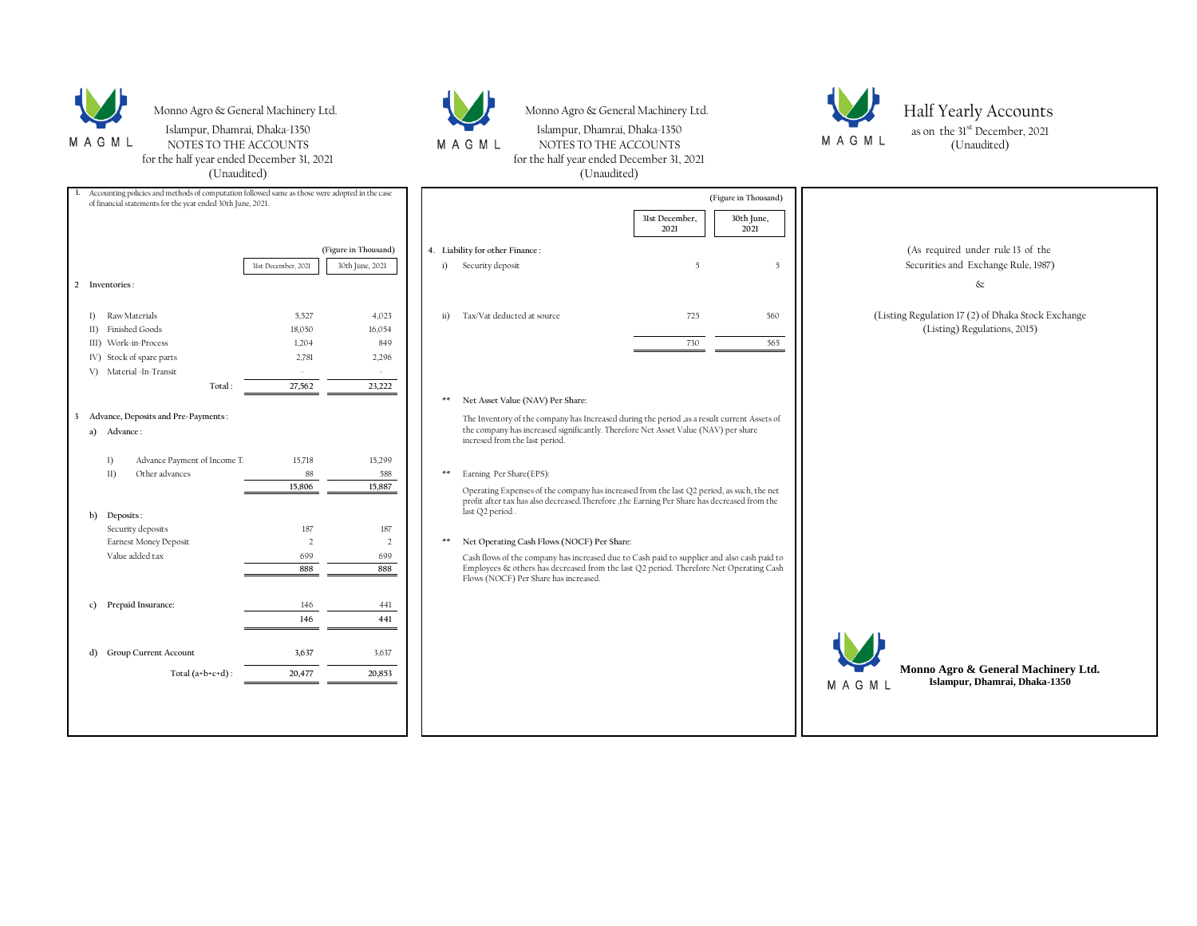Monno Agro & General Machinery Ltd.

Islampur, Dhamrai, Dhaka-1350

NOTES TO THE ACCOUNTS

for the half year ended December 31, 2021

(Unaudited)

1. Accounting policies and methods of computation followed same as those were adopted in the case of financial statements for the year ended 30th June, 2021.

(Figure in Thousand)

| | | 31st December, 2021 | 30th June, 2021 |
|---|---|---|---|
| **2** | **Inventories :** | | |
| I) | Raw Materials | 5,527 | 4,023 |
| II) | Finished Goods | 18,050 | 16,054 |
| III) | Work-in-Process | 1,204 | 849 |
| IV) | Stock of spare parts | 2,781 | 2,296 |
| V) | Material -In-Transit | - | - |
| | Total : | 27,562 | 23,222 |
| **3** | **Advance, Deposits and Pre-Payments :** | | |
| a) | Advance : | | |
| I) | Advance Payment of Income T | 15,718 | 15,299 |
| II) | Other advances | 88 | 588 |
| | | 15,806 | 15,887 |
| b) | Deposits : | | |
| | Security deposits | 187 | 187 |
| | Earnest Money Deposit | 2 | 2 |
| | Value added tax | 699 | 699 |
| | | 888 | 888 |
| c) | Prepaid Insurance: | 146 | 441 |
| | | 146 | 441 |
| d) | Group Current Account | 3,637 | 3,637 |
| | Total (a+b+c+d) : | 20,477 | 20,853 |

(Figure in Thousand)

| | | 31st December, 2021 | 30th June, 2021 |
|---|---|---|---|
| **4.** | **Liability for other Finance :** | | |
| i) | Security deposit | 5 | 5 |
| ii) | Tax/Vat deducted at source | 725 | 560 |
| | | 730 | 565 |

** **Net Asset Value (NAV) Per Share:**

The Inventory of the company has Increased during the period ,as a result current Assets of the company has increased significantly. Therefore Net Asset Value (NAV) per share incresed from the last period.

** Earning Per Share(EPS):

Operating Expenses of the company has increased from the last Q2 period, as such, the net profit after tax has also decreased.Therefore ,the Earning Per Share has decreased from the last Q2 period .

** **Net Operating Cash Flows (NOCF) Per Share:**

Cash flows of the company has increased due to Cash paid to supplier and also cash paid to Employees & others has decreased from the last Q2 period. Therefore Net Operating Cash Flows (NOCF) Per Share has increased.

# Half Yearly Accounts

as on the 31st December, 2021

(Unaudited)

(As required under rule 13 of the Securities and Exchange Rule, 1987)

&

(Listing Regulation 17 (2) of Dhaka Stock Exchange (Listing) Regulations, 2015)

**Monno Agro & General Machinery Ltd.**

**Islampur, Dhamrai, Dhaka-1350**